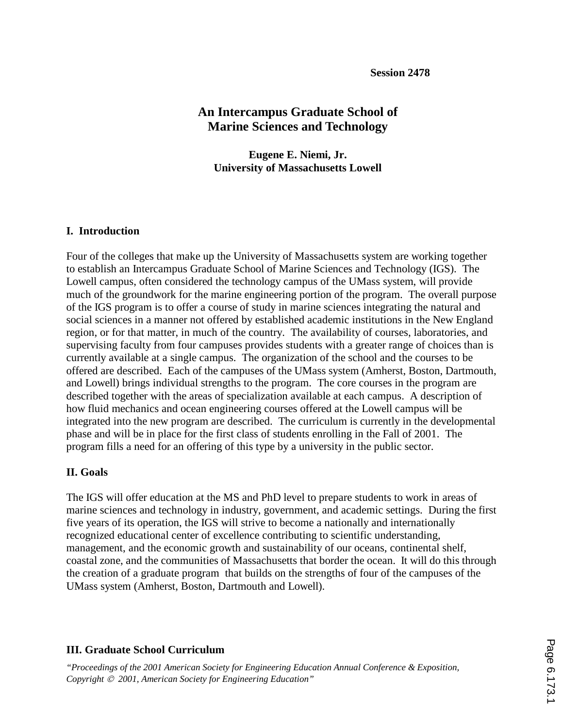Session 2478

# An Intercampus Graduate School of Marine Sciences and Technology

**Eugene E. Niemi, Jr.**
**University of Massachusetts Lowell**

## I. Introduction

Four of the colleges that make up the University of Massachusetts system are working together to establish an Intercampus Graduate School of Marine Sciences and Technology (IGS). The Lowell campus, often considered the technology campus of the UMass system, will provide much of the groundwork for the marine engineering portion of the program. The overall purpose of the IGS program is to offer a course of study in marine sciences integrating the natural and social sciences in a manner not offered by established academic institutions in the New England region, or for that matter, in much of the country. The availability of courses, laboratories, and supervising faculty from four campuses provides students with a greater range of choices than is currently available at a single campus. The organization of the school and the courses to be offered are described. Each of the campuses of the UMass system (Amherst, Boston, Dartmouth, and Lowell) brings individual strengths to the program. The core courses in the program are described together with the areas of specialization available at each campus. A description of how fluid mechanics and ocean engineering courses offered at the Lowell campus will be integrated into the new program are described. The curriculum is currently in the developmental phase and will be in place for the first class of students enrolling in the Fall of 2001. The program fills a need for an offering of this type by a university in the public sector.

## II. Goals

The IGS will offer education at the MS and PhD level to prepare students to work in areas of marine sciences and technology in industry, government, and academic settings. During the first five years of its operation, the IGS will strive to become a nationally and internationally recognized educational center of excellence contributing to scientific understanding, management, and the economic growth and sustainability of our oceans, continental shelf, coastal zone, and the communities of Massachusetts that border the ocean. It will do this through the creation of a graduate program that builds on the strengths of four of the campuses of the UMass system (Amherst, Boston, Dartmouth and Lowell).

## III. Graduate School Curriculum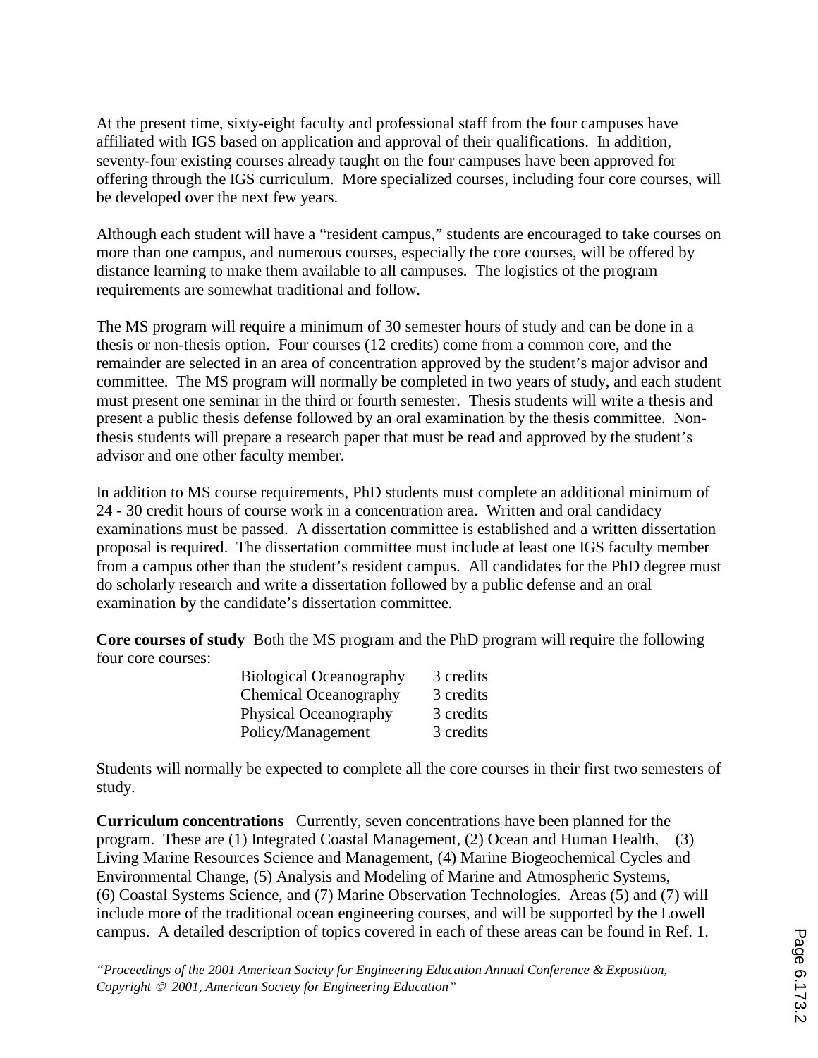At the present time, sixty-eight faculty and professional staff from the four campuses have affiliated with IGS based on application and approval of their qualifications. In addition, seventy-four existing courses already taught on the four campuses have been approved for offering through the IGS curriculum. More specialized courses, including four core courses, will be developed over the next few years.

Although each student will have a "resident campus," students are encouraged to take courses on more than one campus, and numerous courses, especially the core courses, will be offered by distance learning to make them available to all campuses. The logistics of the program requirements are somewhat traditional and follow.

The MS program will require a minimum of 30 semester hours of study and can be done in a thesis or non-thesis option. Four courses (12 credits) come from a common core, and the remainder are selected in an area of concentration approved by the student's major advisor and committee. The MS program will normally be completed in two years of study, and each student must present one seminar in the third or fourth semester. Thesis students will write a thesis and present a public thesis defense followed by an oral examination by the thesis committee. Non-thesis students will prepare a research paper that must be read and approved by the student's advisor and one other faculty member.

In addition to MS course requirements, PhD students must complete an additional minimum of 24 - 30 credit hours of course work in a concentration area. Written and oral candidacy examinations must be passed. A dissertation committee is established and a written dissertation proposal is required. The dissertation committee must include at least one IGS faculty member from a campus other than the student's resident campus. All candidates for the PhD degree must do scholarly research and write a dissertation followed by a public defense and an oral examination by the candidate's dissertation committee.

**Core courses of study** Both the MS program and the PhD program will require the following four core courses:

| Course | Credits |
|---|---|
| Biological Oceanography | 3 credits |
| Chemical Oceanography | 3 credits |
| Physical Oceanography | 3 credits |
| Policy/Management | 3 credits |

Students will normally be expected to complete all the core courses in their first two semesters of study.

**Curriculum concentrations** Currently, seven concentrations have been planned for the program. These are (1) Integrated Coastal Management, (2) Ocean and Human Health, (3) Living Marine Resources Science and Management, (4) Marine Biogeochemical Cycles and Environmental Change, (5) Analysis and Modeling of Marine and Atmospheric Systems, (6) Coastal Systems Science, and (7) Marine Observation Technologies. Areas (5) and (7) will include more of the traditional ocean engineering courses, and will be supported by the Lowell campus. A detailed description of topics covered in each of these areas can be found in Ref. 1.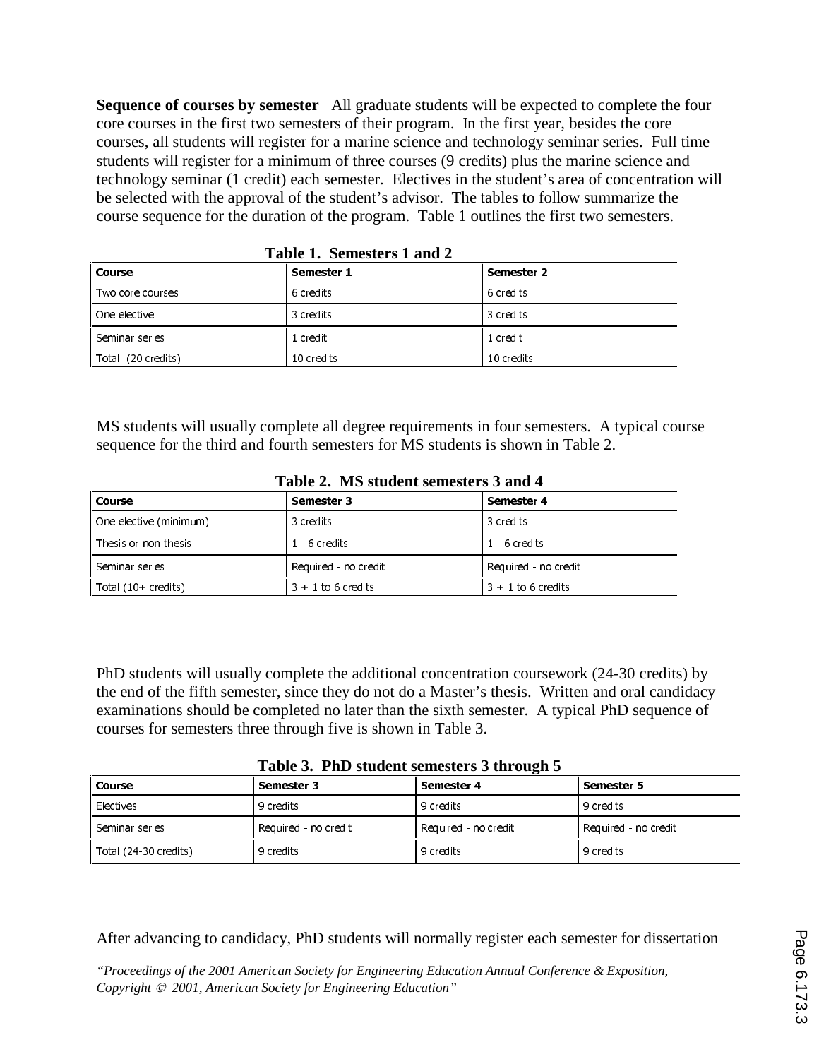**Sequence of courses by semester** All graduate students will be expected to complete the four core courses in the first two semesters of their program. In the first year, besides the core courses, all students will register for a marine science and technology seminar series. Full time students will register for a minimum of three courses (9 credits) plus the marine science and technology seminar (1 credit) each semester. Electives in the student's area of concentration will be selected with the approval of the student's advisor. The tables to follow summarize the course sequence for the duration of the program. Table 1 outlines the first two semesters.

**Table 1. Semesters 1 and 2**

| Course | Semester 1 | Semester 2 |
|---|---|---|
| Two core courses | 6 credits | 6 credits |
| One elective | 3 credits | 3 credits |
| Seminar series | 1 credit | 1 credit |
| Total (20 credits) | 10 credits | 10 credits |

MS students will usually complete all degree requirements in four semesters. A typical course sequence for the third and fourth semesters for MS students is shown in Table 2.

**Table 2. MS student semesters 3 and 4**

| Course | Semester 3 | Semester 4 |
|---|---|---|
| One elective (minimum) | 3 credits | 3 credits |
| Thesis or non-thesis | 1 - 6 credits | 1 - 6 credits |
| Seminar series | Required - no credit | Required - no credit |
| Total (10+ credits) | 3 + 1 to 6 credits | 3 + 1 to 6 credits |

PhD students will usually complete the additional concentration coursework (24-30 credits) by the end of the fifth semester, since they do not do a Master's thesis. Written and oral candidacy examinations should be completed no later than the sixth semester. A typical PhD sequence of courses for semesters three through five is shown in Table 3.

**Table 3. PhD student semesters 3 through 5**

| Course | Semester 3 | Semester 4 | Semester 5 |
|---|---|---|---|
| Electives | 9 credits | 9 credits | 9 credits |
| Seminar series | Required - no credit | Required - no credit | Required - no credit |
| Total (24-30 credits) | 9 credits | 9 credits | 9 credits |

After advancing to candidacy, PhD students will normally register each semester for dissertation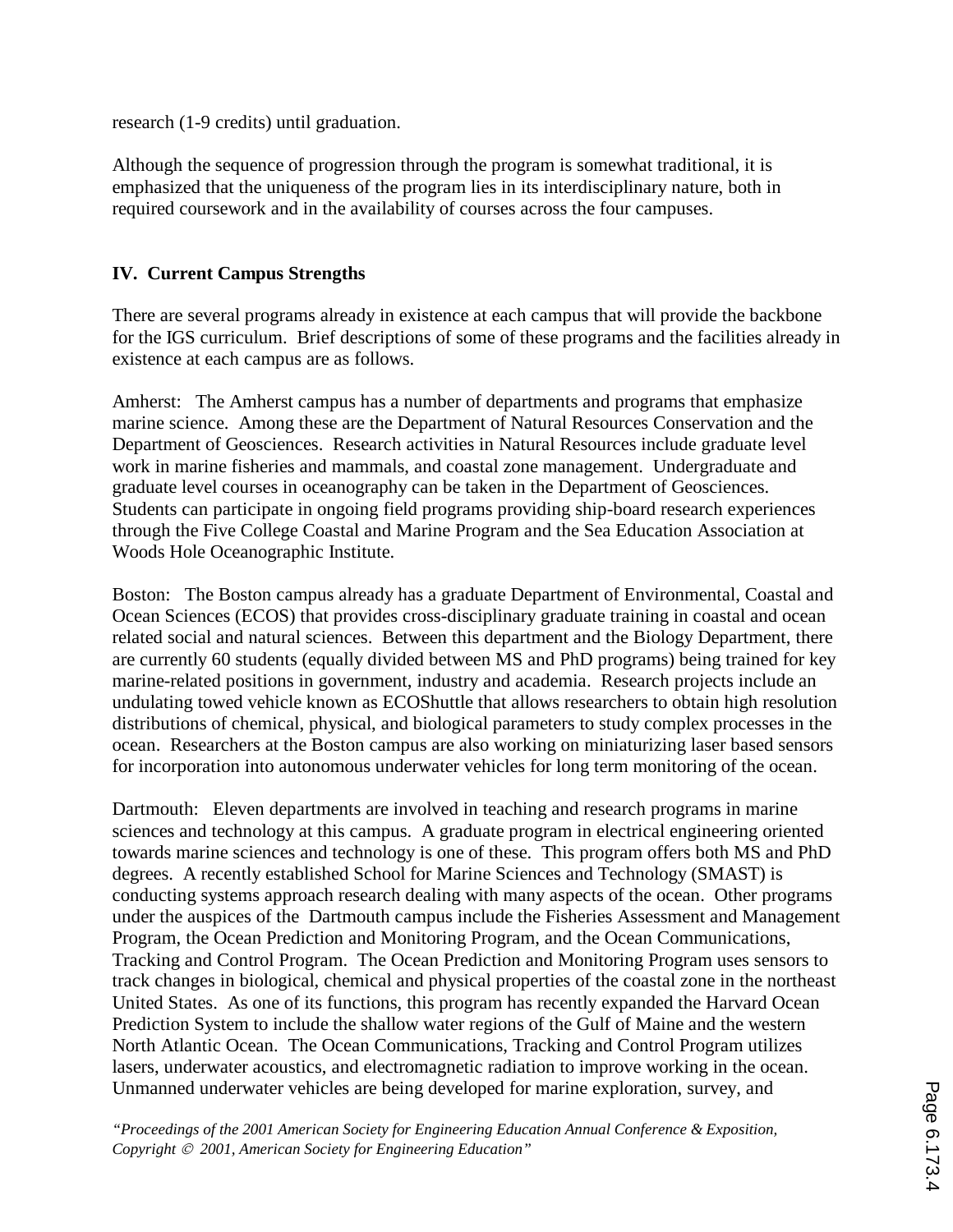research (1-9 credits) until graduation.

Although the sequence of progression through the program is somewhat traditional, it is emphasized that the uniqueness of the program lies in its interdisciplinary nature, both in required coursework and in the availability of courses across the four campuses.

## IV. Current Campus Strengths

There are several programs already in existence at each campus that will provide the backbone for the IGS curriculum. Brief descriptions of some of these programs and the facilities already in existence at each campus are as follows.

Amherst: The Amherst campus has a number of departments and programs that emphasize marine science. Among these are the Department of Natural Resources Conservation and the Department of Geosciences. Research activities in Natural Resources include graduate level work in marine fisheries and mammals, and coastal zone management. Undergraduate and graduate level courses in oceanography can be taken in the Department of Geosciences. Students can participate in ongoing field programs providing ship-board research experiences through the Five College Coastal and Marine Program and the Sea Education Association at Woods Hole Oceanographic Institute.

Boston: The Boston campus already has a graduate Department of Environmental, Coastal and Ocean Sciences (ECOS) that provides cross-disciplinary graduate training in coastal and ocean related social and natural sciences. Between this department and the Biology Department, there are currently 60 students (equally divided between MS and PhD programs) being trained for key marine-related positions in government, industry and academia. Research projects include an undulating towed vehicle known as ECOShuttle that allows researchers to obtain high resolution distributions of chemical, physical, and biological parameters to study complex processes in the ocean. Researchers at the Boston campus are also working on miniaturizing laser based sensors for incorporation into autonomous underwater vehicles for long term monitoring of the ocean.

Dartmouth: Eleven departments are involved in teaching and research programs in marine sciences and technology at this campus. A graduate program in electrical engineering oriented towards marine sciences and technology is one of these. This program offers both MS and PhD degrees. A recently established School for Marine Sciences and Technology (SMAST) is conducting systems approach research dealing with many aspects of the ocean. Other programs under the auspices of the Dartmouth campus include the Fisheries Assessment and Management Program, the Ocean Prediction and Monitoring Program, and the Ocean Communications, Tracking and Control Program. The Ocean Prediction and Monitoring Program uses sensors to track changes in biological, chemical and physical properties of the coastal zone in the northeast United States. As one of its functions, this program has recently expanded the Harvard Ocean Prediction System to include the shallow water regions of the Gulf of Maine and the western North Atlantic Ocean. The Ocean Communications, Tracking and Control Program utilizes lasers, underwater acoustics, and electromagnetic radiation to improve working in the ocean. Unmanned underwater vehicles are being developed for marine exploration, survey, and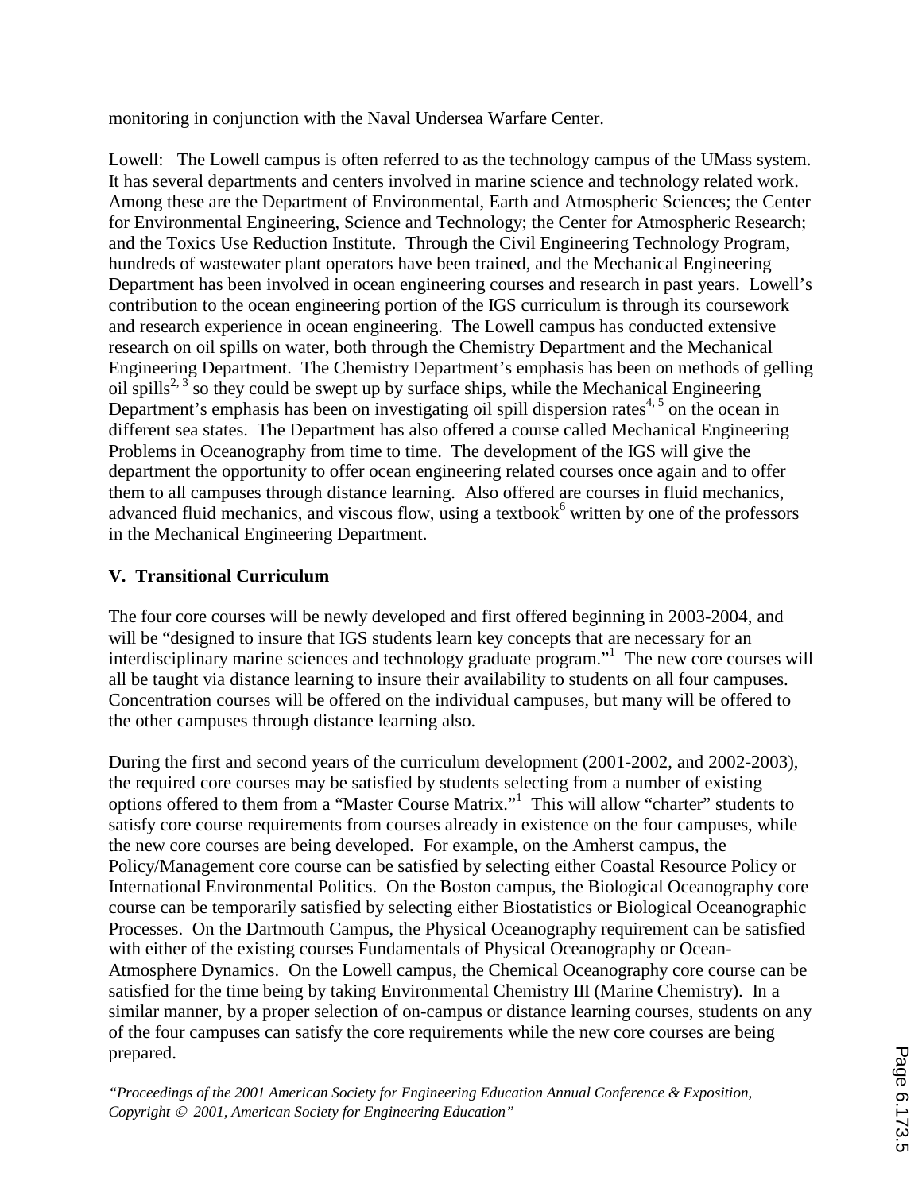monitoring in conjunction with the Naval Undersea Warfare Center.

Lowell: The Lowell campus is often referred to as the technology campus of the UMass system. It has several departments and centers involved in marine science and technology related work. Among these are the Department of Environmental, Earth and Atmospheric Sciences; the Center for Environmental Engineering, Science and Technology; the Center for Atmospheric Research; and the Toxics Use Reduction Institute. Through the Civil Engineering Technology Program, hundreds of wastewater plant operators have been trained, and the Mechanical Engineering Department has been involved in ocean engineering courses and research in past years. Lowell's contribution to the ocean engineering portion of the IGS curriculum is through its coursework and research experience in ocean engineering. The Lowell campus has conducted extensive research on oil spills on water, both through the Chemistry Department and the Mechanical Engineering Department. The Chemistry Department's emphasis has been on methods of gelling oil spills[2, 3] so they could be swept up by surface ships, while the Mechanical Engineering Department's emphasis has been on investigating oil spill dispersion rates[4, 5] on the ocean in different sea states. The Department has also offered a course called Mechanical Engineering Problems in Oceanography from time to time. The development of the IGS will give the department the opportunity to offer ocean engineering related courses once again and to offer them to all campuses through distance learning. Also offered are courses in fluid mechanics, advanced fluid mechanics, and viscous flow, using a textbook[6] written by one of the professors in the Mechanical Engineering Department.

## V. Transitional Curriculum

The four core courses will be newly developed and first offered beginning in 2003-2004, and will be "designed to insure that IGS students learn key concepts that are necessary for an interdisciplinary marine sciences and technology graduate program."[1] The new core courses will all be taught via distance learning to insure their availability to students on all four campuses. Concentration courses will be offered on the individual campuses, but many will be offered to the other campuses through distance learning also.

During the first and second years of the curriculum development (2001-2002, and 2002-2003), the required core courses may be satisfied by students selecting from a number of existing options offered to them from a "Master Course Matrix."[1] This will allow "charter" students to satisfy core course requirements from courses already in existence on the four campuses, while the new core courses are being developed. For example, on the Amherst campus, the Policy/Management core course can be satisfied by selecting either Coastal Resource Policy or International Environmental Politics. On the Boston campus, the Biological Oceanography core course can be temporarily satisfied by selecting either Biostatistics or Biological Oceanographic Processes. On the Dartmouth Campus, the Physical Oceanography requirement can be satisfied with either of the existing courses Fundamentals of Physical Oceanography or Ocean-Atmosphere Dynamics. On the Lowell campus, the Chemical Oceanography core course can be satisfied for the time being by taking Environmental Chemistry III (Marine Chemistry). In a similar manner, by a proper selection of on-campus or distance learning courses, students on any of the four campuses can satisfy the core requirements while the new core courses are being prepared.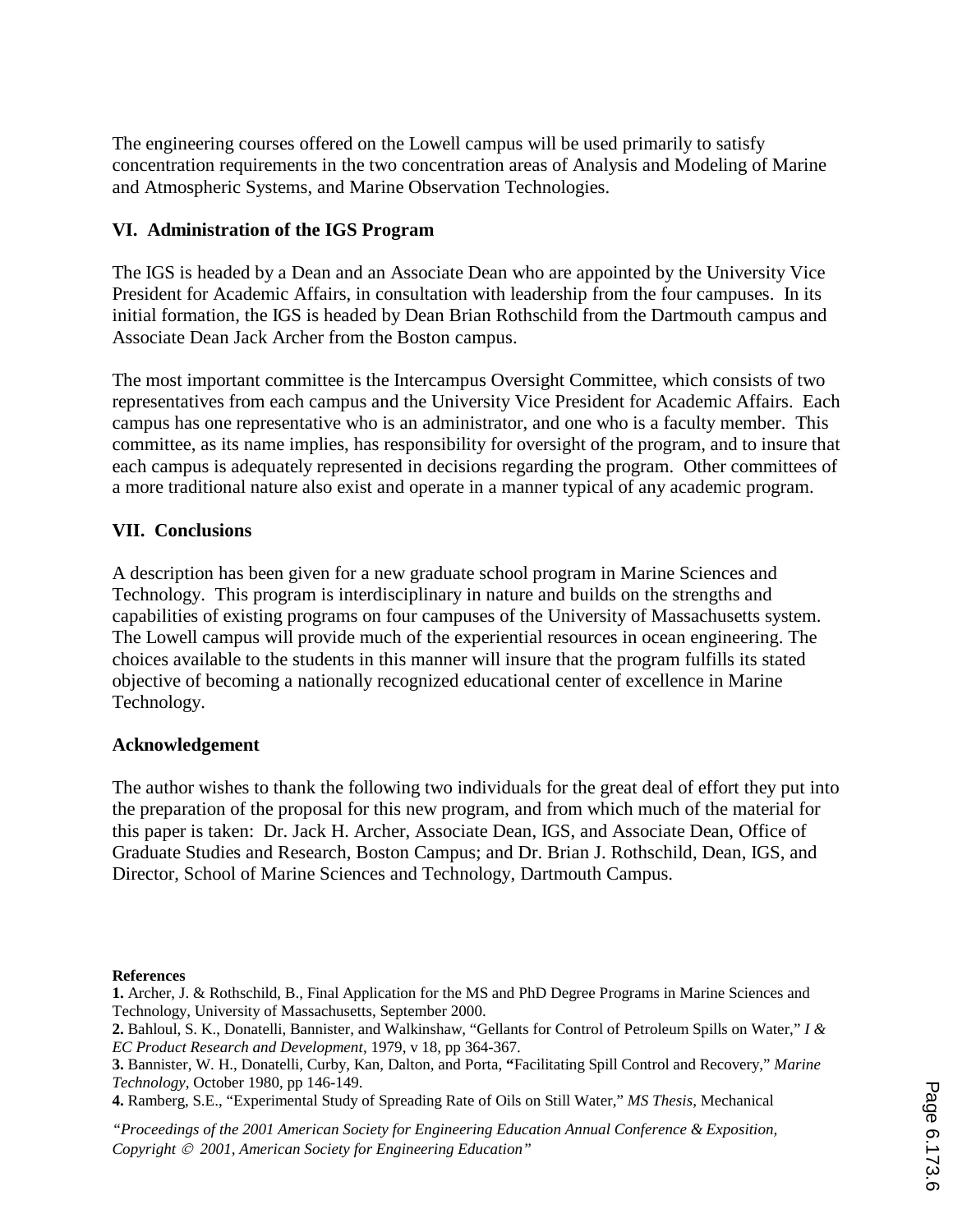The engineering courses offered on the Lowell campus will be used primarily to satisfy concentration requirements in the two concentration areas of Analysis and Modeling of Marine and Atmospheric Systems, and Marine Observation Technologies.

## VI. Administration of the IGS Program

The IGS is headed by a Dean and an Associate Dean who are appointed by the University Vice President for Academic Affairs, in consultation with leadership from the four campuses. In its initial formation, the IGS is headed by Dean Brian Rothschild from the Dartmouth campus and Associate Dean Jack Archer from the Boston campus.

The most important committee is the Intercampus Oversight Committee, which consists of two representatives from each campus and the University Vice President for Academic Affairs. Each campus has one representative who is an administrator, and one who is a faculty member. This committee, as its name implies, has responsibility for oversight of the program, and to insure that each campus is adequately represented in decisions regarding the program. Other committees of a more traditional nature also exist and operate in a manner typical of any academic program.

## VII. Conclusions

A description has been given for a new graduate school program in Marine Sciences and Technology. This program is interdisciplinary in nature and builds on the strengths and capabilities of existing programs on four campuses of the University of Massachusetts system. The Lowell campus will provide much of the experiential resources in ocean engineering. The choices available to the students in this manner will insure that the program fulfills its stated objective of becoming a nationally recognized educational center of excellence in Marine Technology.

## Acknowledgement

The author wishes to thank the following two individuals for the great deal of effort they put into the preparation of the proposal for this new program, and from which much of the material for this paper is taken: Dr. Jack H. Archer, Associate Dean, IGS, and Associate Dean, Office of Graduate Studies and Research, Boston Campus; and Dr. Brian J. Rothschild, Dean, IGS, and Director, School of Marine Sciences and Technology, Dartmouth Campus.

**References**

**1.** Archer, J. & Rothschild, B., Final Application for the MS and PhD Degree Programs in Marine Sciences and Technology, University of Massachusetts, September 2000.

**2.** Bahloul, S. K., Donatelli, Bannister, and Walkinshaw, "Gellants for Control of Petroleum Spills on Water," *I & EC Product Research and Development*, 1979, v 18, pp 364-367.

**3.** Bannister, W. H., Donatelli, Curby, Kan, Dalton, and Porta, **"**Facilitating Spill Control and Recovery," *Marine Technology*, October 1980, pp 146-149.

**4.** Ramberg, S.E., "Experimental Study of Spreading Rate of Oils on Still Water," *MS Thesis*, Mechanical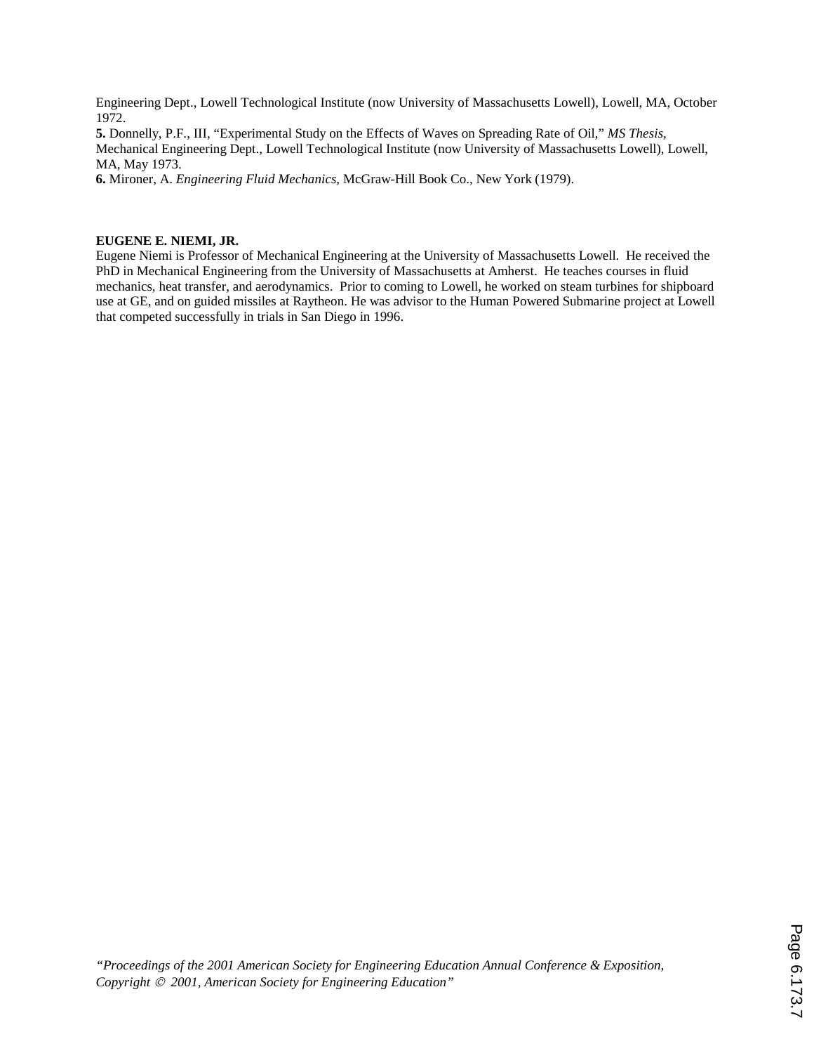Engineering Dept., Lowell Technological Institute (now University of Massachusetts Lowell), Lowell, MA, October 1972.

**5.** Donnelly, P.F., III, "Experimental Study on the Effects of Waves on Spreading Rate of Oil," *MS Thesis*, Mechanical Engineering Dept., Lowell Technological Institute (now University of Massachusetts Lowell), Lowell, MA, May 1973.

**6.** Mironer, A. *Engineering Fluid Mechanics,* McGraw-Hill Book Co., New York (1979).

**EUGENE E. NIEMI, JR.**

Eugene Niemi is Professor of Mechanical Engineering at the University of Massachusetts Lowell. He received the PhD in Mechanical Engineering from the University of Massachusetts at Amherst. He teaches courses in fluid mechanics, heat transfer, and aerodynamics. Prior to coming to Lowell, he worked on steam turbines for shipboard use at GE, and on guided missiles at Raytheon. He was advisor to the Human Powered Submarine project at Lowell that competed successfully in trials in San Diego in 1996.